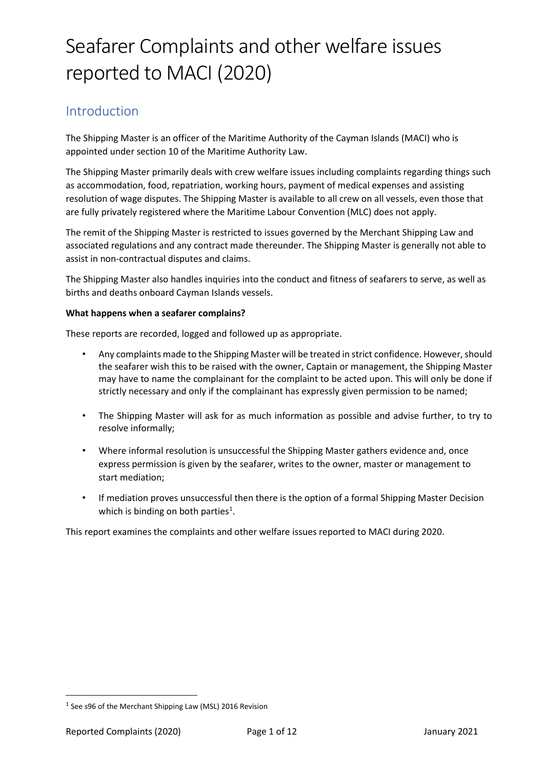# Seafarer Complaints and other welfare issues reported to MACI (2020)

## Introduction

The Shipping Master is an officer of the Maritime Authority of the Cayman Islands (MACI) who is appointed under section 10 of the Maritime Authority Law.

The Shipping Master primarily deals with crew welfare issues including complaints regarding things such as accommodation, food, repatriation, working hours, payment of medical expenses and assisting resolution of wage disputes. The Shipping Master is available to all crew on all vessels, even those that are fully privately registered where the Maritime Labour Convention (MLC) does not apply.

The remit of the Shipping Master is restricted to issues governed by the Merchant Shipping Law and associated regulations and any contract made thereunder. The Shipping Master is generally not able to assist in non-contractual disputes and claims.

The Shipping Master also handles inquiries into the conduct and fitness of seafarers to serve, as well as births and deaths onboard Cayman Islands vessels.

**What happens when a seafarer complains?**

These reports are recorded, logged and followed up as appropriate.

- Any complaints made to the Shipping Master will be treated in strict confidence. However, should the seafarer wish this to be raised with the owner, Captain or management, the Shipping Master may have to name the complainant for the complaint to be acted upon. This will only be done if strictly necessary and only if the complainant has expressly given permission to be named;
- The Shipping Master will ask for as much information as possible and advise further, to try to resolve informally;
- Where informal resolution is unsuccessful the Shipping Master gathers evidence and, once express permission is given by the seafarer, writes to the owner, master or management to start mediation;
- If mediation proves unsuccessful then there is the option of a formal Shipping Master Decision which is binding on both parties[1].

This report examines the complaints and other welfare issues reported to MACI during 2020.

[1] See s96 of the Merchant Shipping Law (MSL) 2016 Revision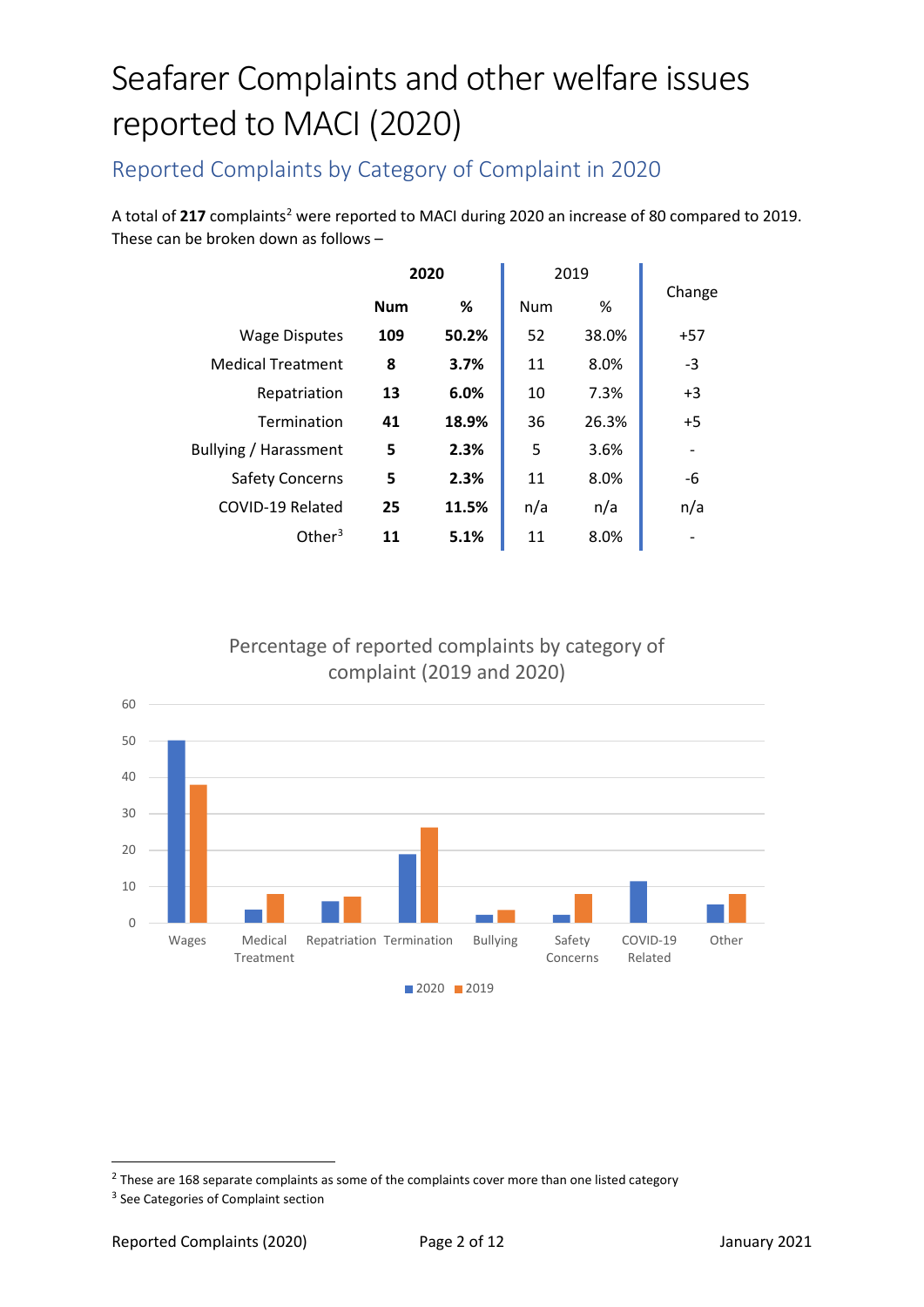# Seafarer Complaints and other welfare issues reported to MACI (2020)

## Reported Complaints by Category of Complaint in 2020

A total of **217** complaints[2] were reported to MACI during 2020 an increase of 80 compared to 2019. These can be broken down as follows –

| | **2020** | | 2019 | | Change |
|---|---|---|---|---|---|
| | **Num** | **%** | Num | % | |
| Wage Disputes | **109** | **50.2%** | 52 | 38.0% | +57 |
| Medical Treatment | **8** | **3.7%** | 11 | 8.0% | -3 |
| Repatriation | **13** | **6.0%** | 10 | 7.3% | +3 |
| Termination | **41** | **18.9%** | 36 | 26.3% | +5 |
| Bullying / Harassment | **5** | **2.3%** | 5 | 3.6% | - |
| Safety Concerns | **5** | **2.3%** | 11 | 8.0% | -6 |
| COVID-19 Related | **25** | **11.5%** | n/a | n/a | n/a |
| Other[3] | **11** | **5.1%** | 11 | 8.0% | - |

Percentage of reported complaints by category of complaint (2019 and 2020)

| Category | 2020 | 2019 |
|---|---|---|
| Wages | 50.2 | 38.0 |
| Medical Treatment | 3.7 | 8.0 |
| Repatriation | 6.0 | 7.3 |
| Termination | 18.9 | 26.3 |
| Bullying | 2.3 | 3.6 |
| Safety Concerns | 2.3 | 8.0 |
| COVID-19 Related | 11.5 | |
| Other | 5.1 | 8.0 |

[2] These are 168 separate complaints as some of the complaints cover more than one listed category

[3] See Categories of Complaint section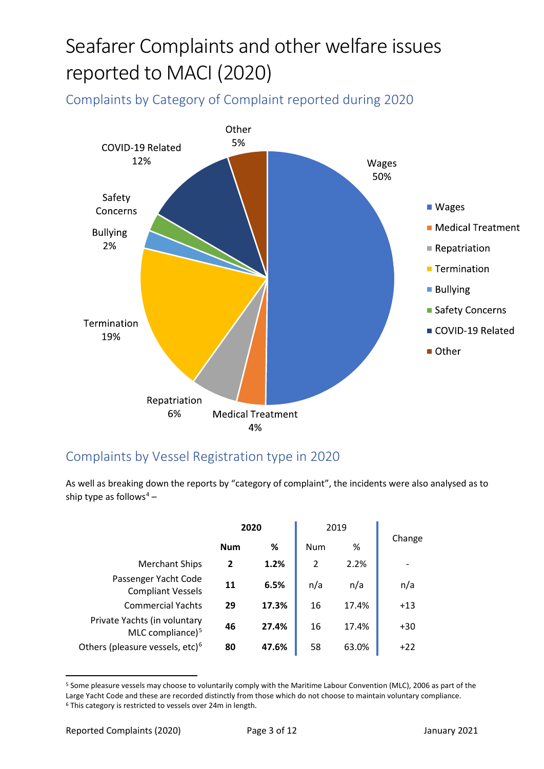// Auto-generated; no content beyond this markdown text.
# Seafarer Complaints and other welfare issues reported to MACI (2020)

## Complaints by Category of Complaint reported during 2020

## Complaints by Vessel Registration type in 2020

As well as breaking down the reports by "category of complaint", the incidents were also analysed as to ship type as follows[4] –

| | **2020** | | 2019 | | Change |
|---|---|---|---|---|---|
| | **Num** | **%** | Num | % | |
| Merchant Ships | **2** | **1.2%** | 2 | 2.2% | - |
| Passenger Yacht Code Compliant Vessels | **11** | **6.5%** | n/a | n/a | n/a |
| Commercial Yachts | **29** | **17.3%** | 16 | 17.4% | +13 |
| Private Yachts (in voluntary MLC compliance)[5] | **46** | **27.4%** | 16 | 17.4% | +30 |
| Others (pleasure vessels, etc)[6] | **80** | **47.6%** | 58 | 63.0% | +22 |

[5] Some pleasure vessels may choose to voluntarily comply with the Maritime Labour Convention (MLC), 2006 as part of the Large Yacht Code and these are recorded distinctly from those which do not choose to maintain voluntary compliance.
[6] This category is restricted to vessels over 24m in length.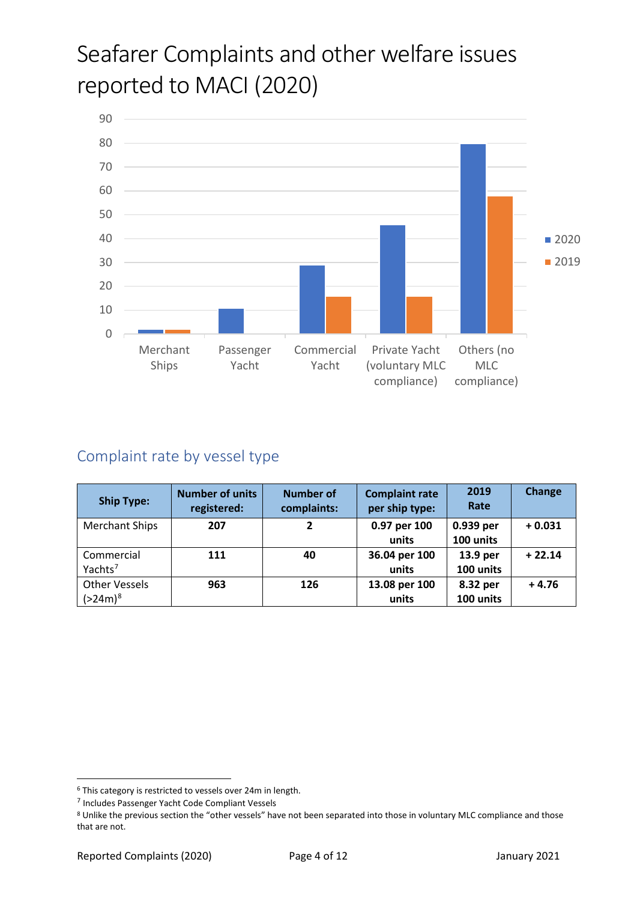# Seafarer Complaints and other welfare issues reported to MACI (2020)

## Complaint rate by vessel type

| Ship Type: | Number of units registered: | Number of complaints: | Complaint rate per ship type: | 2019 Rate | Change |
|---|---|---|---|---|---|
| Merchant Ships | **207** | **2** | **0.97 per 100 units** | **0.939 per 100 units** | **+ 0.031** |
| Commercial Yachts[7] | **111** | **40** | **36.04 per 100 units** | **13.9 per 100 units** | **+ 22.14** |
| Other Vessels (>24m)[8] | **963** | **126** | **13.08 per 100 units** | **8.32 per 100 units** | **+ 4.76** |

[6] This category is restricted to vessels over 24m in length.

[7] Includes Passenger Yacht Code Compliant Vessels

[8] Unlike the previous section the "other vessels" have not been separated into those in voluntary MLC compliance and those that are not.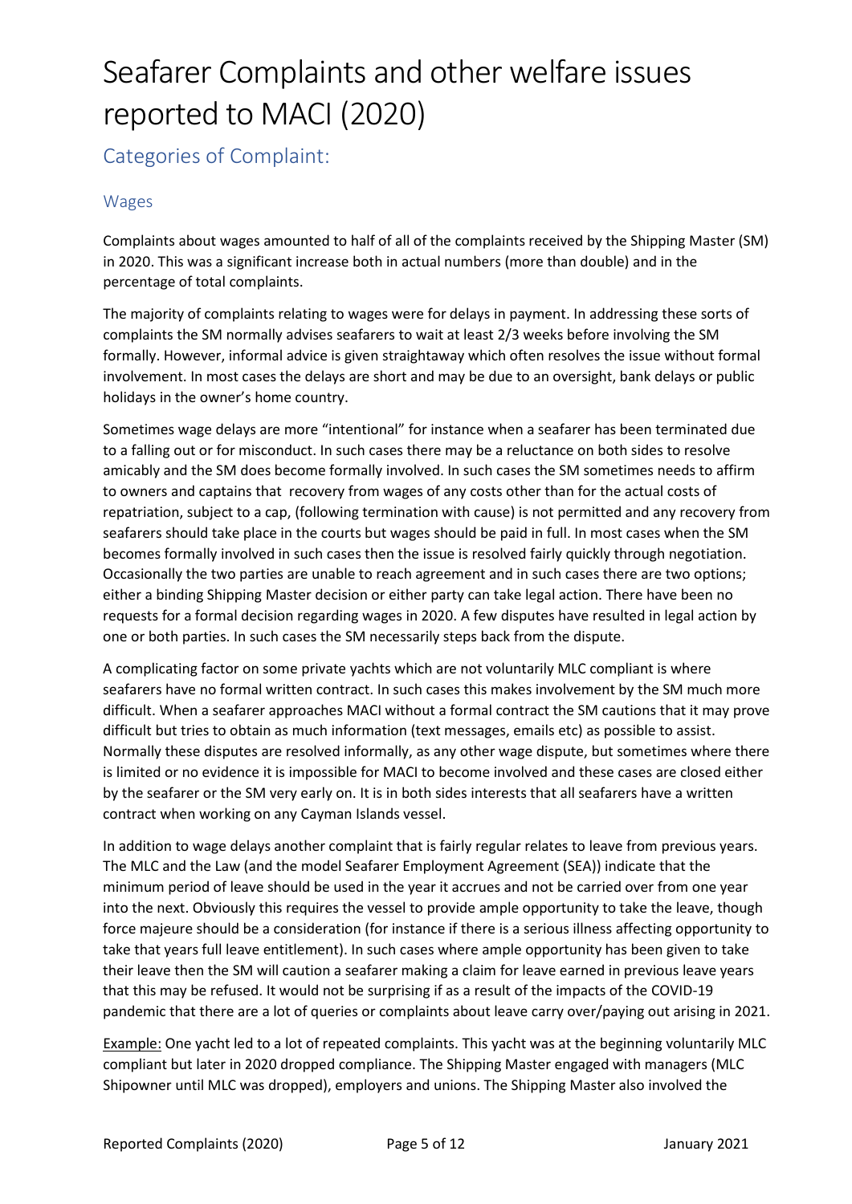# Seafarer Complaints and other welfare issues reported to MACI (2020)

## Categories of Complaint:

### Wages

Complaints about wages amounted to half of all of the complaints received by the Shipping Master (SM) in 2020. This was a significant increase both in actual numbers (more than double) and in the percentage of total complaints.

The majority of complaints relating to wages were for delays in payment. In addressing these sorts of complaints the SM normally advises seafarers to wait at least 2/3 weeks before involving the SM formally. However, informal advice is given straightaway which often resolves the issue without formal involvement. In most cases the delays are short and may be due to an oversight, bank delays or public holidays in the owner's home country.

Sometimes wage delays are more "intentional" for instance when a seafarer has been terminated due to a falling out or for misconduct. In such cases there may be a reluctance on both sides to resolve amicably and the SM does become formally involved. In such cases the SM sometimes needs to affirm to owners and captains that recovery from wages of any costs other than for the actual costs of repatriation, subject to a cap, (following termination with cause) is not permitted and any recovery from seafarers should take place in the courts but wages should be paid in full. In most cases when the SM becomes formally involved in such cases then the issue is resolved fairly quickly through negotiation. Occasionally the two parties are unable to reach agreement and in such cases there are two options; either a binding Shipping Master decision or either party can take legal action. There have been no requests for a formal decision regarding wages in 2020. A few disputes have resulted in legal action by one or both parties. In such cases the SM necessarily steps back from the dispute.

A complicating factor on some private yachts which are not voluntarily MLC compliant is where seafarers have no formal written contract. In such cases this makes involvement by the SM much more difficult. When a seafarer approaches MACI without a formal contract the SM cautions that it may prove difficult but tries to obtain as much information (text messages, emails etc) as possible to assist. Normally these disputes are resolved informally, as any other wage dispute, but sometimes where there is limited or no evidence it is impossible for MACI to become involved and these cases are closed either by the seafarer or the SM very early on. It is in both sides interests that all seafarers have a written contract when working on any Cayman Islands vessel.

In addition to wage delays another complaint that is fairly regular relates to leave from previous years. The MLC and the Law (and the model Seafarer Employment Agreement (SEA)) indicate that the minimum period of leave should be used in the year it accrues and not be carried over from one year into the next. Obviously this requires the vessel to provide ample opportunity to take the leave, though force majeure should be a consideration (for instance if there is a serious illness affecting opportunity to take that years full leave entitlement). In such cases where ample opportunity has been given to take their leave then the SM will caution a seafarer making a claim for leave earned in previous leave years that this may be refused. It would not be surprising if as a result of the impacts of the COVID-19 pandemic that there are a lot of queries or complaints about leave carry over/paying out arising in 2021.

Example: One yacht led to a lot of repeated complaints. This yacht was at the beginning voluntarily MLC compliant but later in 2020 dropped compliance. The Shipping Master engaged with managers (MLC Shipowner until MLC was dropped), employers and unions. The Shipping Master also involved the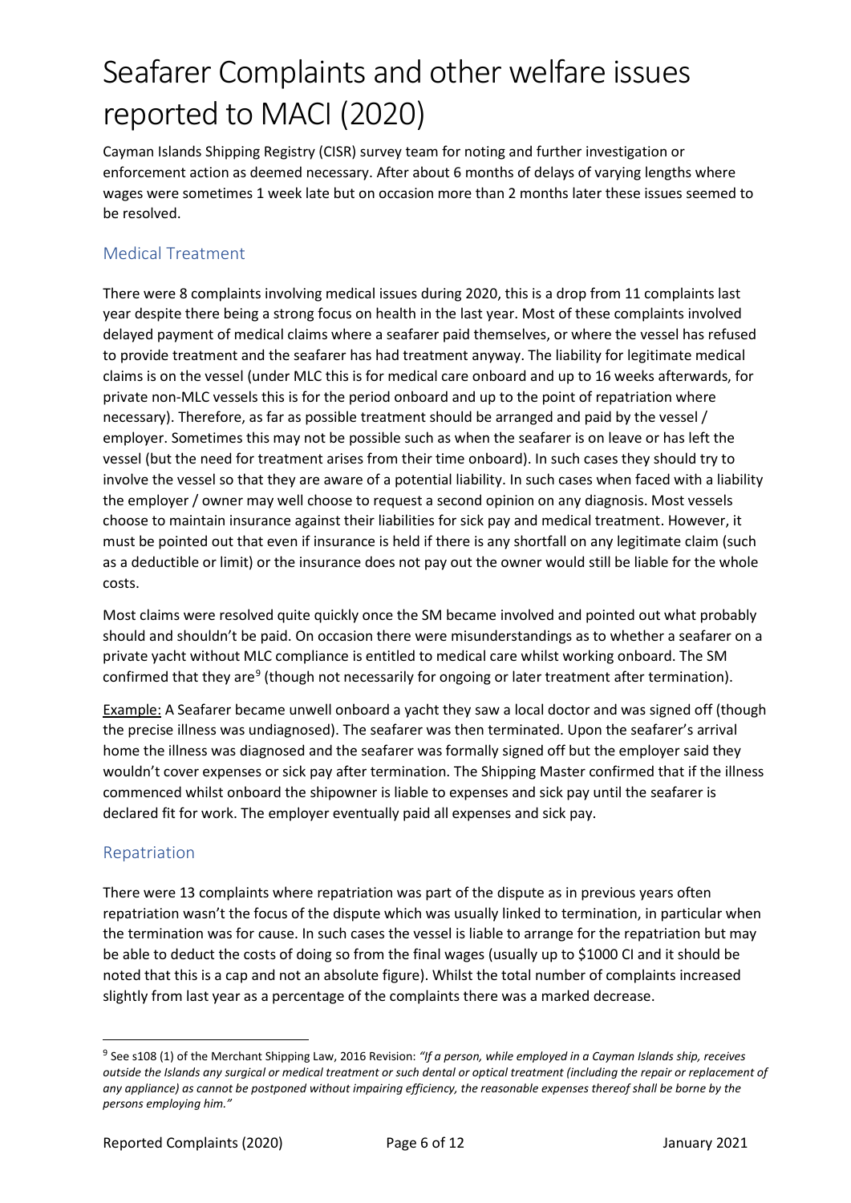# Seafarer Complaints and other welfare issues reported to MACI (2020)

Cayman Islands Shipping Registry (CISR) survey team for noting and further investigation or enforcement action as deemed necessary. After about 6 months of delays of varying lengths where wages were sometimes 1 week late but on occasion more than 2 months later these issues seemed to be resolved.

## Medical Treatment

There were 8 complaints involving medical issues during 2020, this is a drop from 11 complaints last year despite there being a strong focus on health in the last year. Most of these complaints involved delayed payment of medical claims where a seafarer paid themselves, or where the vessel has refused to provide treatment and the seafarer has had treatment anyway. The liability for legitimate medical claims is on the vessel (under MLC this is for medical care onboard and up to 16 weeks afterwards, for private non-MLC vessels this is for the period onboard and up to the point of repatriation where necessary). Therefore, as far as possible treatment should be arranged and paid by the vessel / employer. Sometimes this may not be possible such as when the seafarer is on leave or has left the vessel (but the need for treatment arises from their time onboard). In such cases they should try to involve the vessel so that they are aware of a potential liability. In such cases when faced with a liability the employer / owner may well choose to request a second opinion on any diagnosis. Most vessels choose to maintain insurance against their liabilities for sick pay and medical treatment. However, it must be pointed out that even if insurance is held if there is any shortfall on any legitimate claim (such as a deductible or limit) or the insurance does not pay out the owner would still be liable for the whole costs.

Most claims were resolved quite quickly once the SM became involved and pointed out what probably should and shouldn't be paid. On occasion there were misunderstandings as to whether a seafarer on a private yacht without MLC compliance is entitled to medical care whilst working onboard. The SM confirmed that they are[9] (though not necessarily for ongoing or later treatment after termination).

Example: A Seafarer became unwell onboard a yacht they saw a local doctor and was signed off (though the precise illness was undiagnosed). The seafarer was then terminated. Upon the seafarer's arrival home the illness was diagnosed and the seafarer was formally signed off but the employer said they wouldn't cover expenses or sick pay after termination. The Shipping Master confirmed that if the illness commenced whilst onboard the shipowner is liable to expenses and sick pay until the seafarer is declared fit for work. The employer eventually paid all expenses and sick pay.

## Repatriation

There were 13 complaints where repatriation was part of the dispute as in previous years often repatriation wasn't the focus of the dispute which was usually linked to termination, in particular when the termination was for cause. In such cases the vessel is liable to arrange for the repatriation but may be able to deduct the costs of doing so from the final wages (usually up to $1000 CI and it should be noted that this is a cap and not an absolute figure). Whilst the total number of complaints increased slightly from last year as a percentage of the complaints there was a marked decrease.

---

[9] See s108 (1) of the Merchant Shipping Law, 2016 Revision: *"If a person, while employed in a Cayman Islands ship, receives outside the Islands any surgical or medical treatment or such dental or optical treatment (including the repair or replacement of any appliance) as cannot be postponed without impairing efficiency, the reasonable expenses thereof shall be borne by the persons employing him."*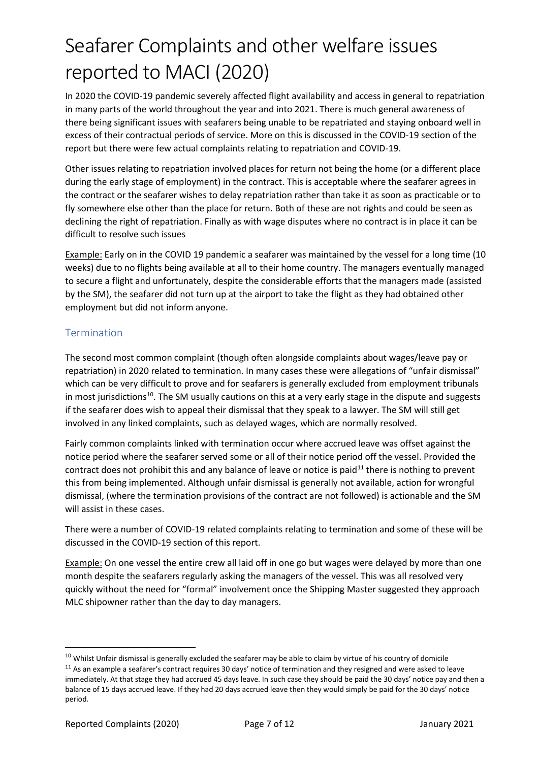# Seafarer Complaints and other welfare issues reported to MACI (2020)

In 2020 the COVID-19 pandemic severely affected flight availability and access in general to repatriation in many parts of the world throughout the year and into 2021. There is much general awareness of there being significant issues with seafarers being unable to be repatriated and staying onboard well in excess of their contractual periods of service. More on this is discussed in the COVID-19 section of the report but there were few actual complaints relating to repatriation and COVID-19.

Other issues relating to repatriation involved places for return not being the home (or a different place during the early stage of employment) in the contract. This is acceptable where the seafarer agrees in the contract or the seafarer wishes to delay repatriation rather than take it as soon as practicable or to fly somewhere else other than the place for return. Both of these are not rights and could be seen as declining the right of repatriation. Finally as with wage disputes where no contract is in place it can be difficult to resolve such issues

<u>Example:</u> Early on in the COVID 19 pandemic a seafarer was maintained by the vessel for a long time (10 weeks) due to no flights being available at all to their home country. The managers eventually managed to secure a flight and unfortunately, despite the considerable efforts that the managers made (assisted by the SM), the seafarer did not turn up at the airport to take the flight as they had obtained other employment but did not inform anyone.

## Termination

The second most common complaint (though often alongside complaints about wages/leave pay or repatriation) in 2020 related to termination. In many cases these were allegations of "unfair dismissal" which can be very difficult to prove and for seafarers is generally excluded from employment tribunals in most jurisdictions[10]. The SM usually cautions on this at a very early stage in the dispute and suggests if the seafarer does wish to appeal their dismissal that they speak to a lawyer. The SM will still get involved in any linked complaints, such as delayed wages, which are normally resolved.

Fairly common complaints linked with termination occur where accrued leave was offset against the notice period where the seafarer served some or all of their notice period off the vessel. Provided the contract does not prohibit this and any balance of leave or notice is paid[11] there is nothing to prevent this from being implemented. Although unfair dismissal is generally not available, action for wrongful dismissal, (where the termination provisions of the contract are not followed) is actionable and the SM will assist in these cases.

There were a number of COVID-19 related complaints relating to termination and some of these will be discussed in the COVID-19 section of this report.

<u>Example:</u> On one vessel the entire crew all laid off in one go but wages were delayed by more than one month despite the seafarers regularly asking the managers of the vessel. This was all resolved very quickly without the need for "formal" involvement once the Shipping Master suggested they approach MLC shipowner rather than the day to day managers.

---

[10] Whilst Unfair dismissal is generally excluded the seafarer may be able to claim by virtue of his country of domicile

[11] As an example a seafarer's contract requires 30 days' notice of termination and they resigned and were asked to leave immediately. At that stage they had accrued 45 days leave. In such case they should be paid the 30 days' notice pay and then a balance of 15 days accrued leave. If they had 20 days accrued leave then they would simply be paid for the 30 days' notice period.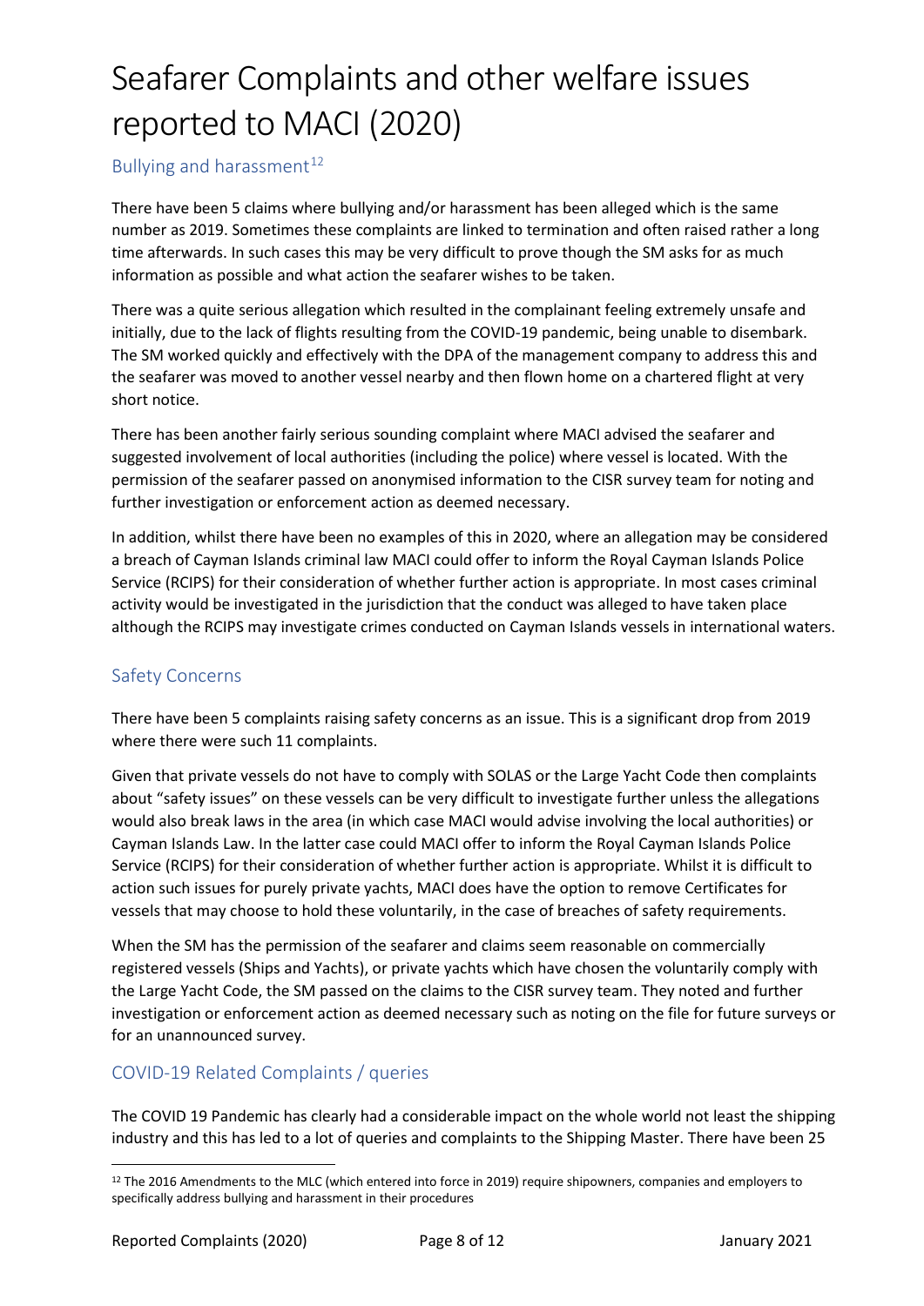# Seafarer Complaints and other welfare issues reported to MACI (2020)

## Bullying and harassment[12]

There have been 5 claims where bullying and/or harassment has been alleged which is the same number as 2019. Sometimes these complaints are linked to termination and often raised rather a long time afterwards. In such cases this may be very difficult to prove though the SM asks for as much information as possible and what action the seafarer wishes to be taken.

There was a quite serious allegation which resulted in the complainant feeling extremely unsafe and initially, due to the lack of flights resulting from the COVID-19 pandemic, being unable to disembark. The SM worked quickly and effectively with the DPA of the management company to address this and the seafarer was moved to another vessel nearby and then flown home on a chartered flight at very short notice.

There has been another fairly serious sounding complaint where MACI advised the seafarer and suggested involvement of local authorities (including the police) where vessel is located. With the permission of the seafarer passed on anonymised information to the CISR survey team for noting and further investigation or enforcement action as deemed necessary.

In addition, whilst there have been no examples of this in 2020, where an allegation may be considered a breach of Cayman Islands criminal law MACI could offer to inform the Royal Cayman Islands Police Service (RCIPS) for their consideration of whether further action is appropriate. In most cases criminal activity would be investigated in the jurisdiction that the conduct was alleged to have taken place although the RCIPS may investigate crimes conducted on Cayman Islands vessels in international waters.

## Safety Concerns

There have been 5 complaints raising safety concerns as an issue. This is a significant drop from 2019 where there were such 11 complaints.

Given that private vessels do not have to comply with SOLAS or the Large Yacht Code then complaints about "safety issues" on these vessels can be very difficult to investigate further unless the allegations would also break laws in the area (in which case MACI would advise involving the local authorities) or Cayman Islands Law. In the latter case could MACI offer to inform the Royal Cayman Islands Police Service (RCIPS) for their consideration of whether further action is appropriate. Whilst it is difficult to action such issues for purely private yachts, MACI does have the option to remove Certificates for vessels that may choose to hold these voluntarily, in the case of breaches of safety requirements.

When the SM has the permission of the seafarer and claims seem reasonable on commercially registered vessels (Ships and Yachts), or private yachts which have chosen the voluntarily comply with the Large Yacht Code, the SM passed on the claims to the CISR survey team. They noted and further investigation or enforcement action as deemed necessary such as noting on the file for future surveys or for an unannounced survey.

## COVID-19 Related Complaints / queries

The COVID 19 Pandemic has clearly had a considerable impact on the whole world not least the shipping industry and this has led to a lot of queries and complaints to the Shipping Master. There have been 25

---

[12] The 2016 Amendments to the MLC (which entered into force in 2019) require shipowners, companies and employers to specifically address bullying and harassment in their procedures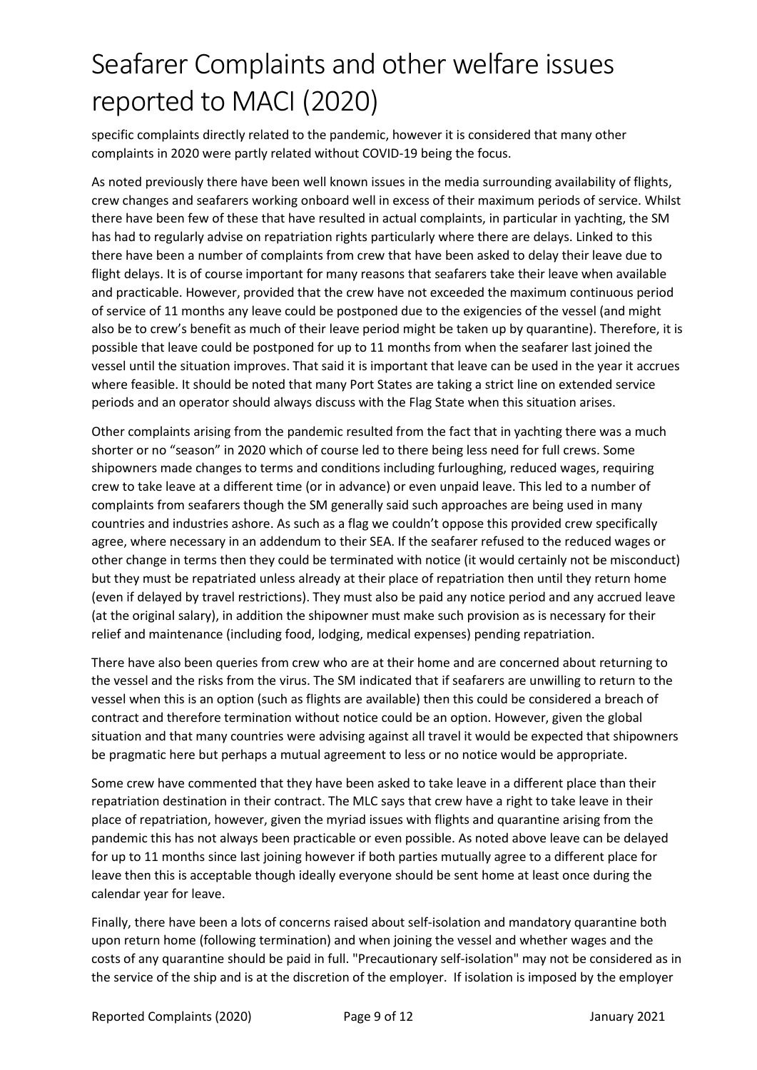specific complaints directly related to the pandemic, however it is considered that many other complaints in 2020 were partly related without COVID-19 being the focus.

As noted previously there have been well known issues in the media surrounding availability of flights, crew changes and seafarers working onboard well in excess of their maximum periods of service. Whilst there have been few of these that have resulted in actual complaints, in particular in yachting, the SM has had to regularly advise on repatriation rights particularly where there are delays. Linked to this there have been a number of complaints from crew that have been asked to delay their leave due to flight delays. It is of course important for many reasons that seafarers take their leave when available and practicable. However, provided that the crew have not exceeded the maximum continuous period of service of 11 months any leave could be postponed due to the exigencies of the vessel (and might also be to crew's benefit as much of their leave period might be taken up by quarantine). Therefore, it is possible that leave could be postponed for up to 11 months from when the seafarer last joined the vessel until the situation improves. That said it is important that leave can be used in the year it accrues where feasible. It should be noted that many Port States are taking a strict line on extended service periods and an operator should always discuss with the Flag State when this situation arises.

Other complaints arising from the pandemic resulted from the fact that in yachting there was a much shorter or no "season" in 2020 which of course led to there being less need for full crews. Some shipowners made changes to terms and conditions including furloughing, reduced wages, requiring crew to take leave at a different time (or in advance) or even unpaid leave. This led to a number of complaints from seafarers though the SM generally said such approaches are being used in many countries and industries ashore. As such as a flag we couldn't oppose this provided crew specifically agree, where necessary in an addendum to their SEA. If the seafarer refused to the reduced wages or other change in terms then they could be terminated with notice (it would certainly not be misconduct) but they must be repatriated unless already at their place of repatriation then until they return home (even if delayed by travel restrictions). They must also be paid any notice period and any accrued leave (at the original salary), in addition the shipowner must make such provision as is necessary for their relief and maintenance (including food, lodging, medical expenses) pending repatriation.

There have also been queries from crew who are at their home and are concerned about returning to the vessel and the risks from the virus. The SM indicated that if seafarers are unwilling to return to the vessel when this is an option (such as flights are available) then this could be considered a breach of contract and therefore termination without notice could be an option. However, given the global situation and that many countries were advising against all travel it would be expected that shipowners be pragmatic here but perhaps a mutual agreement to less or no notice would be appropriate.

Some crew have commented that they have been asked to take leave in a different place than their repatriation destination in their contract. The MLC says that crew have a right to take leave in their place of repatriation, however, given the myriad issues with flights and quarantine arising from the pandemic this has not always been practicable or even possible. As noted above leave can be delayed for up to 11 months since last joining however if both parties mutually agree to a different place for leave then this is acceptable though ideally everyone should be sent home at least once during the calendar year for leave.

Finally, there have been a lots of concerns raised about self-isolation and mandatory quarantine both upon return home (following termination) and when joining the vessel and whether wages and the costs of any quarantine should be paid in full. "Precautionary self-isolation" may not be considered as in the service of the ship and is at the discretion of the employer. If isolation is imposed by the employer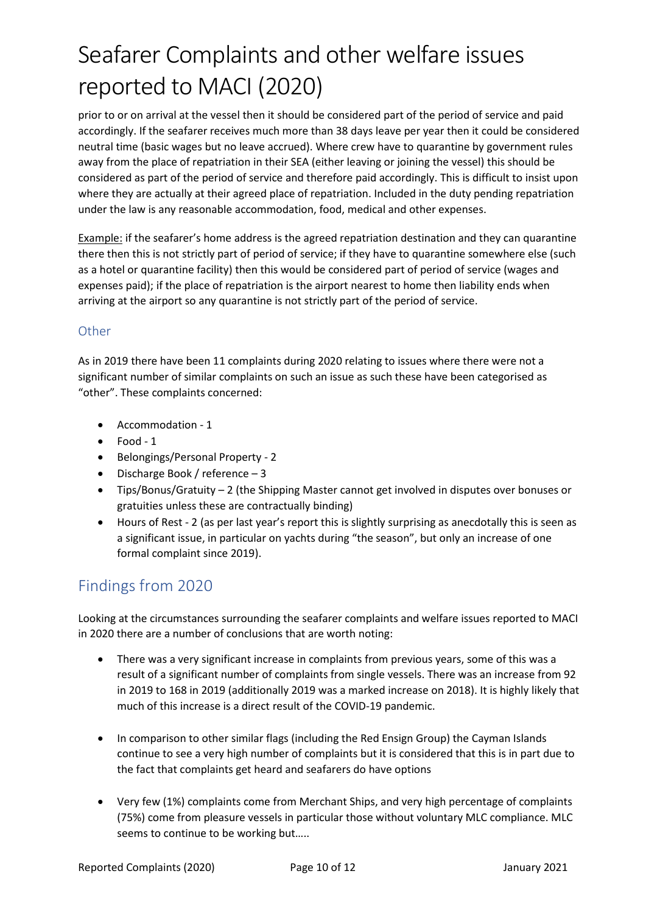prior to or on arrival at the vessel then it should be considered part of the period of service and paid accordingly. If the seafarer receives much more than 38 days leave per year then it could be considered neutral time (basic wages but no leave accrued). Where crew have to quarantine by government rules away from the place of repatriation in their SEA (either leaving or joining the vessel) this should be considered as part of the period of service and therefore paid accordingly. This is difficult to insist upon where they are actually at their agreed place of repatriation. Included in the duty pending repatriation under the law is any reasonable accommodation, food, medical and other expenses.

Example: if the seafarer's home address is the agreed repatriation destination and they can quarantine there then this is not strictly part of period of service; if they have to quarantine somewhere else (such as a hotel or quarantine facility) then this would be considered part of period of service (wages and expenses paid); if the place of repatriation is the airport nearest to home then liability ends when arriving at the airport so any quarantine is not strictly part of the period of service.

### Other

As in 2019 there have been 11 complaints during 2020 relating to issues where there were not a significant number of similar complaints on such an issue as such these have been categorised as "other". These complaints concerned:

- Accommodation - 1
- Food - 1
- Belongings/Personal Property - 2
- Discharge Book / reference – 3
- Tips/Bonus/Gratuity – 2 (the Shipping Master cannot get involved in disputes over bonuses or gratuities unless these are contractually binding)
- Hours of Rest - 2 (as per last year's report this is slightly surprising as anecdotally this is seen as a significant issue, in particular on yachts during "the season", but only an increase of one formal complaint since 2019).

## Findings from 2020

Looking at the circumstances surrounding the seafarer complaints and welfare issues reported to MACI in 2020 there are a number of conclusions that are worth noting:

- There was a very significant increase in complaints from previous years, some of this was a result of a significant number of complaints from single vessels. There was an increase from 92 in 2019 to 168 in 2019 (additionally 2019 was a marked increase on 2018). It is highly likely that much of this increase is a direct result of the COVID-19 pandemic.
- In comparison to other similar flags (including the Red Ensign Group) the Cayman Islands continue to see a very high number of complaints but it is considered that this is in part due to the fact that complaints get heard and seafarers do have options
- Very few (1%) complaints come from Merchant Ships, and very high percentage of complaints (75%) come from pleasure vessels in particular those without voluntary MLC compliance. MLC seems to continue to be working but…..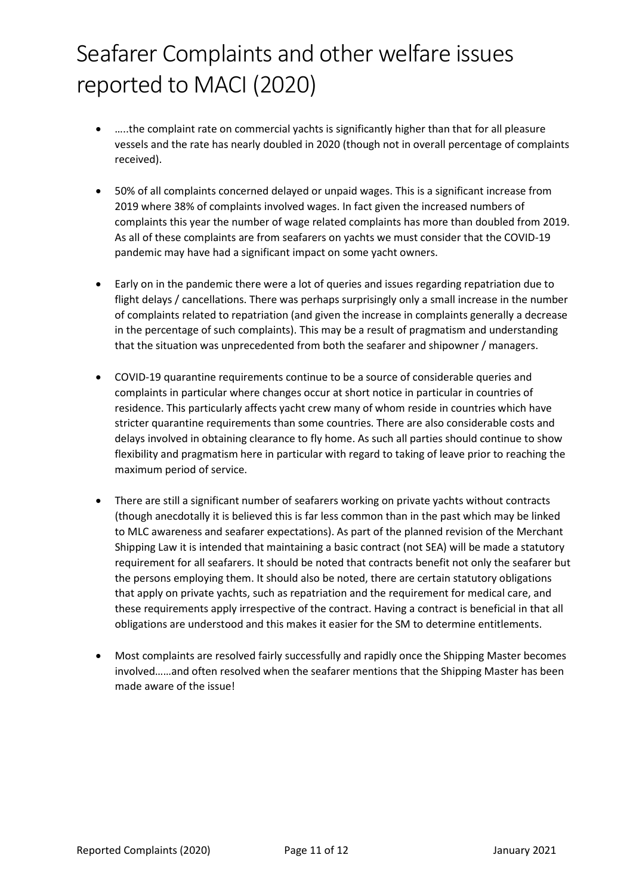# Seafarer Complaints and other welfare issues reported to MACI (2020)

- …..the complaint rate on commercial yachts is significantly higher than that for all pleasure vessels and the rate has nearly doubled in 2020 (though not in overall percentage of complaints received).

- 50% of all complaints concerned delayed or unpaid wages. This is a significant increase from 2019 where 38% of complaints involved wages. In fact given the increased numbers of complaints this year the number of wage related complaints has more than doubled from 2019. As all of these complaints are from seafarers on yachts we must consider that the COVID-19 pandemic may have had a significant impact on some yacht owners.

- Early on in the pandemic there were a lot of queries and issues regarding repatriation due to flight delays / cancellations. There was perhaps surprisingly only a small increase in the number of complaints related to repatriation (and given the increase in complaints generally a decrease in the percentage of such complaints). This may be a result of pragmatism and understanding that the situation was unprecedented from both the seafarer and shipowner / managers.

- COVID-19 quarantine requirements continue to be a source of considerable queries and complaints in particular where changes occur at short notice in particular in countries of residence. This particularly affects yacht crew many of whom reside in countries which have stricter quarantine requirements than some countries. There are also considerable costs and delays involved in obtaining clearance to fly home. As such all parties should continue to show flexibility and pragmatism here in particular with regard to taking of leave prior to reaching the maximum period of service.

- There are still a significant number of seafarers working on private yachts without contracts (though anecdotally it is believed this is far less common than in the past which may be linked to MLC awareness and seafarer expectations). As part of the planned revision of the Merchant Shipping Law it is intended that maintaining a basic contract (not SEA) will be made a statutory requirement for all seafarers. It should be noted that contracts benefit not only the seafarer but the persons employing them. It should also be noted, there are certain statutory obligations that apply on private yachts, such as repatriation and the requirement for medical care, and these requirements apply irrespective of the contract. Having a contract is beneficial in that all obligations are understood and this makes it easier for the SM to determine entitlements.

- Most complaints are resolved fairly successfully and rapidly once the Shipping Master becomes involved……and often resolved when the seafarer mentions that the Shipping Master has been made aware of the issue!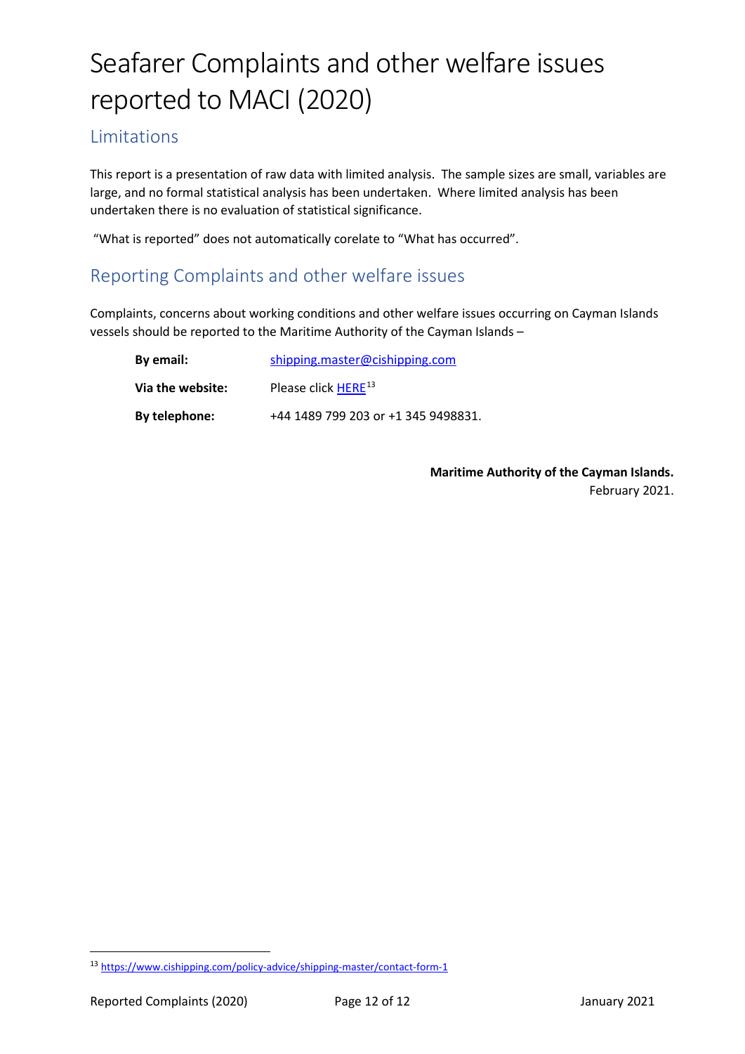# Seafarer Complaints and other welfare issues reported to MACI (2020)

## Limitations

This report is a presentation of raw data with limited analysis. The sample sizes are small, variables are large, and no formal statistical analysis has been undertaken. Where limited analysis has been undertaken there is no evaluation of statistical significance.

"What is reported" does not automatically corelate to "What has occurred".

## Reporting Complaints and other welfare issues

Complaints, concerns about working conditions and other welfare issues occurring on Cayman Islands vessels should be reported to the Maritime Authority of the Cayman Islands –

| | |
|---|---|
| **By email:** | shipping.master@cishipping.com |
| **Via the website:** | Please click HERE[13] |
| **By telephone:** | +44 1489 799 203 or +1 345 9498831. |

**Maritime Authority of the Cayman Islands.**
February 2021.

[13] https://www.cishipping.com/policy-advice/shipping-master/contact-form-1